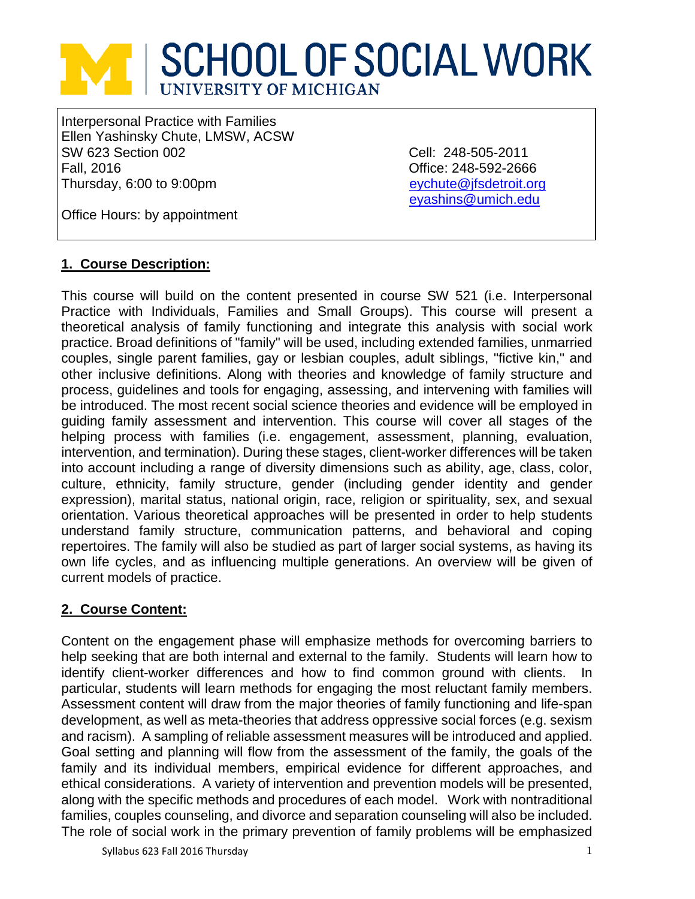# SCHOOL OF SOCIAL WORK
UNIVERSITY OF MICHIGAN

Interpersonal Practice with Families
Ellen Yashinsky Chute, LMSW, ACSW
SW 623 Section 002
Fall, 2016
Thursday, 6:00 to 9:00pm

Cell: 248-505-2011
Office: 248-592-2666
eychute@jfsdetroit.org
eyashins@umich.edu

Office Hours: by appointment

## 1. Course Description:

This course will build on the content presented in course SW 521 (i.e. Interpersonal Practice with Individuals, Families and Small Groups). This course will present a theoretical analysis of family functioning and integrate this analysis with social work practice. Broad definitions of "family" will be used, including extended families, unmarried couples, single parent families, gay or lesbian couples, adult siblings, "fictive kin," and other inclusive definitions. Along with theories and knowledge of family structure and process, guidelines and tools for engaging, assessing, and intervening with families will be introduced. The most recent social science theories and evidence will be employed in guiding family assessment and intervention. This course will cover all stages of the helping process with families (i.e. engagement, assessment, planning, evaluation, intervention, and termination). During these stages, client-worker differences will be taken into account including a range of diversity dimensions such as ability, age, class, color, culture, ethnicity, family structure, gender (including gender identity and gender expression), marital status, national origin, race, religion or spirituality, sex, and sexual orientation. Various theoretical approaches will be presented in order to help students understand family structure, communication patterns, and behavioral and coping repertoires. The family will also be studied as part of larger social systems, as having its own life cycles, and as influencing multiple generations. An overview will be given of current models of practice.

## 2. Course Content:

Content on the engagement phase will emphasize methods for overcoming barriers to help seeking that are both internal and external to the family. Students will learn how to identify client-worker differences and how to find common ground with clients. In particular, students will learn methods for engaging the most reluctant family members. Assessment content will draw from the major theories of family functioning and life-span development, as well as meta-theories that address oppressive social forces (e.g. sexism and racism). A sampling of reliable assessment measures will be introduced and applied. Goal setting and planning will flow from the assessment of the family, the goals of the family and its individual members, empirical evidence for different approaches, and ethical considerations. A variety of intervention and prevention models will be presented, along with the specific methods and procedures of each model. Work with nontraditional families, couples counseling, and divorce and separation counseling will also be included. The role of social work in the primary prevention of family problems will be emphasized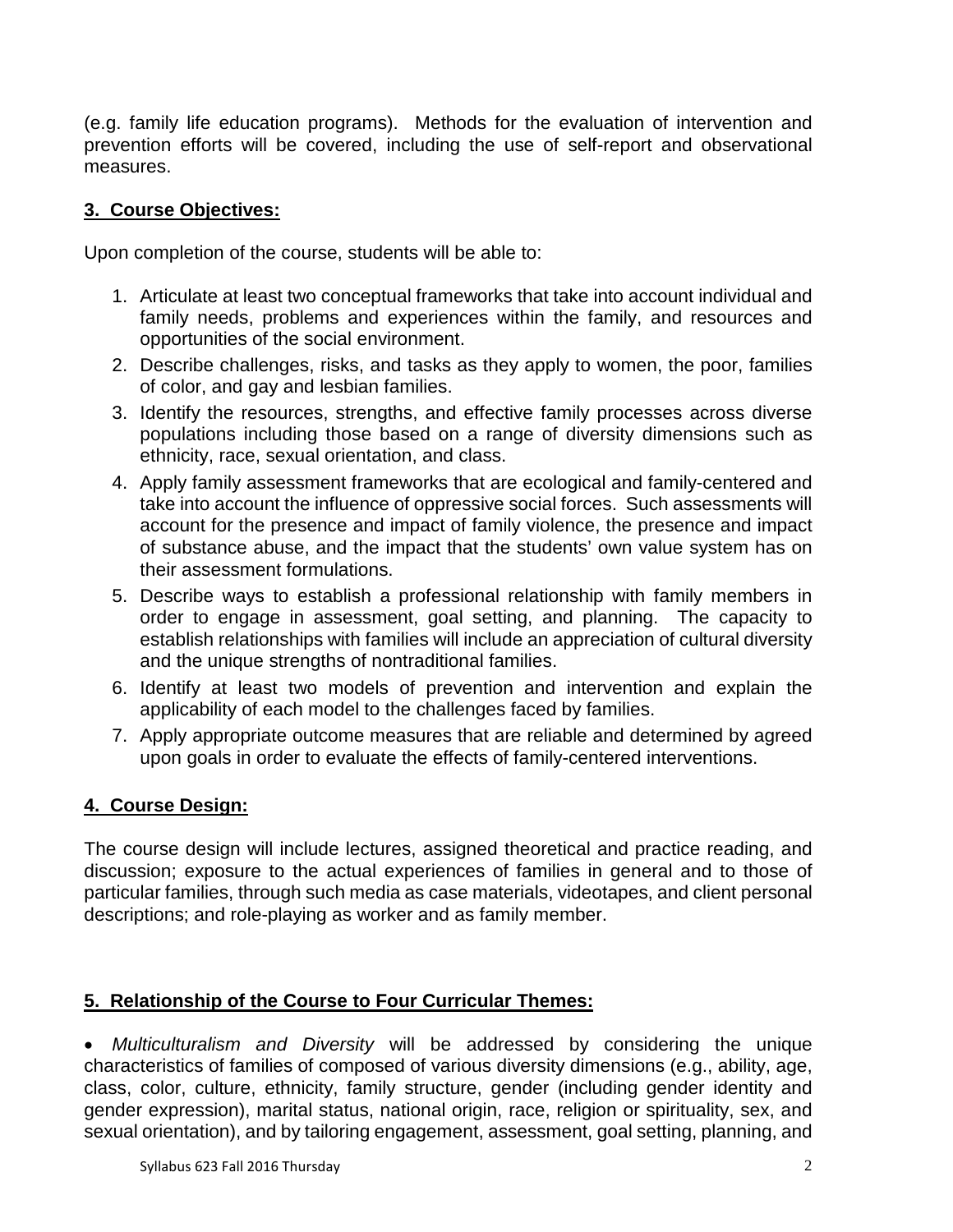(e.g. family life education programs). Methods for the evaluation of intervention and prevention efforts will be covered, including the use of self-report and observational measures.

## 3. Course Objectives:

Upon completion of the course, students will be able to:

1. Articulate at least two conceptual frameworks that take into account individual and family needs, problems and experiences within the family, and resources and opportunities of the social environment.
2. Describe challenges, risks, and tasks as they apply to women, the poor, families of color, and gay and lesbian families.
3. Identify the resources, strengths, and effective family processes across diverse populations including those based on a range of diversity dimensions such as ethnicity, race, sexual orientation, and class.
4. Apply family assessment frameworks that are ecological and family-centered and take into account the influence of oppressive social forces. Such assessments will account for the presence and impact of family violence, the presence and impact of substance abuse, and the impact that the students' own value system has on their assessment formulations.
5. Describe ways to establish a professional relationship with family members in order to engage in assessment, goal setting, and planning. The capacity to establish relationships with families will include an appreciation of cultural diversity and the unique strengths of nontraditional families.
6. Identify at least two models of prevention and intervention and explain the applicability of each model to the challenges faced by families.
7. Apply appropriate outcome measures that are reliable and determined by agreed upon goals in order to evaluate the effects of family-centered interventions.

## 4. Course Design:

The course design will include lectures, assigned theoretical and practice reading, and discussion; exposure to the actual experiences of families in general and to those of particular families, through such media as case materials, videotapes, and client personal descriptions; and role-playing as worker and as family member.

## 5. Relationship of the Course to Four Curricular Themes:

- *Multiculturalism and Diversity* will be addressed by considering the unique characteristics of families of composed of various diversity dimensions (e.g., ability, age, class, color, culture, ethnicity, family structure, gender (including gender identity and gender expression), marital status, national origin, race, religion or spirituality, sex, and sexual orientation), and by tailoring engagement, assessment, goal setting, planning, and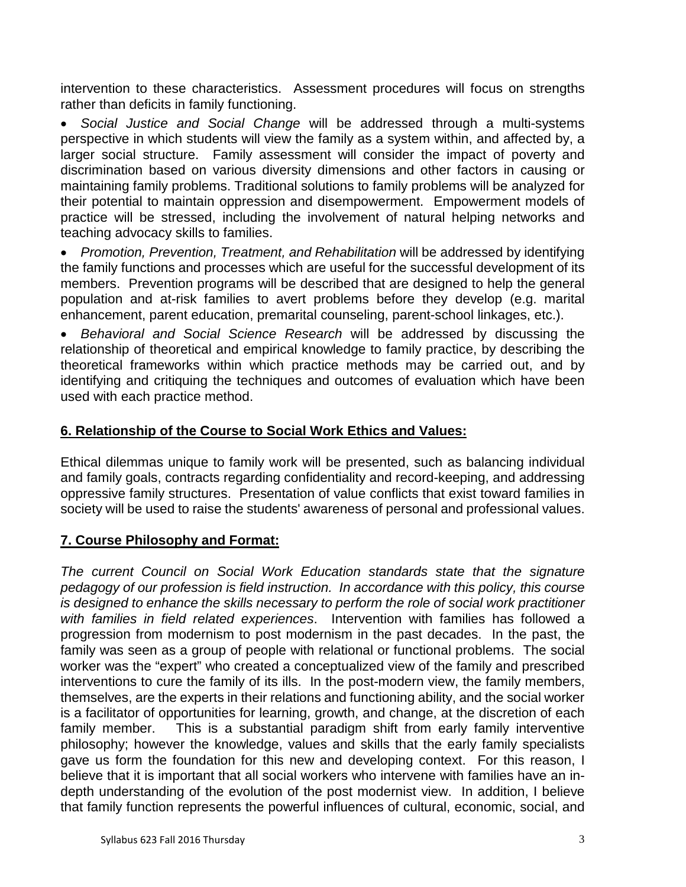intervention to these characteristics. Assessment procedures will focus on strengths rather than deficits in family functioning.

- *Social Justice and Social Change* will be addressed through a multi-systems perspective in which students will view the family as a system within, and affected by, a larger social structure. Family assessment will consider the impact of poverty and discrimination based on various diversity dimensions and other factors in causing or maintaining family problems. Traditional solutions to family problems will be analyzed for their potential to maintain oppression and disempowerment. Empowerment models of practice will be stressed, including the involvement of natural helping networks and teaching advocacy skills to families.
- *Promotion, Prevention, Treatment, and Rehabilitation* will be addressed by identifying the family functions and processes which are useful for the successful development of its members. Prevention programs will be described that are designed to help the general population and at-risk families to avert problems before they develop (e.g. marital enhancement, parent education, premarital counseling, parent-school linkages, etc.).
- *Behavioral and Social Science Research* will be addressed by discussing the relationship of theoretical and empirical knowledge to family practice, by describing the theoretical frameworks within which practice methods may be carried out, and by identifying and critiquing the techniques and outcomes of evaluation which have been used with each practice method.

## 6. Relationship of the Course to Social Work Ethics and Values:

Ethical dilemmas unique to family work will be presented, such as balancing individual and family goals, contracts regarding confidentiality and record-keeping, and addressing oppressive family structures. Presentation of value conflicts that exist toward families in society will be used to raise the students' awareness of personal and professional values.

## 7. Course Philosophy and Format:

*The current Council on Social Work Education standards state that the signature pedagogy of our profession is field instruction. In accordance with this policy, this course is designed to enhance the skills necessary to perform the role of social work practitioner with families in field related experiences*. Intervention with families has followed a progression from modernism to post modernism in the past decades. In the past, the family was seen as a group of people with relational or functional problems. The social worker was the "expert" who created a conceptualized view of the family and prescribed interventions to cure the family of its ills. In the post-modern view, the family members, themselves, are the experts in their relations and functioning ability, and the social worker is a facilitator of opportunities for learning, growth, and change, at the discretion of each family member. This is a substantial paradigm shift from early family interventive philosophy; however the knowledge, values and skills that the early family specialists gave us form the foundation for this new and developing context. For this reason, I believe that it is important that all social workers who intervene with families have an in-depth understanding of the evolution of the post modernist view. In addition, I believe that family function represents the powerful influences of cultural, economic, social, and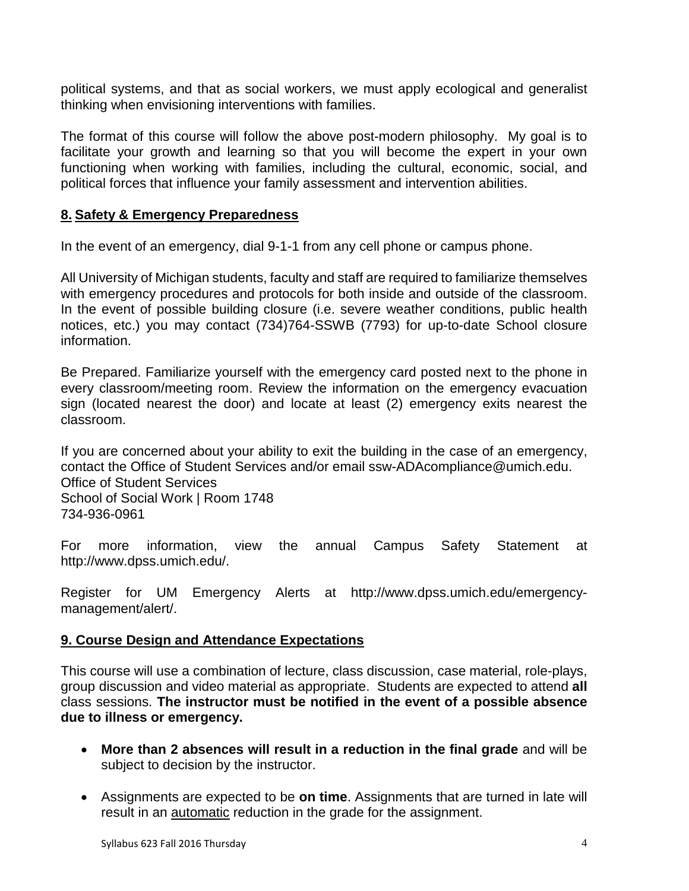political systems, and that as social workers, we must apply ecological and generalist thinking when envisioning interventions with families.

The format of this course will follow the above post-modern philosophy. My goal is to facilitate your growth and learning so that you will become the expert in your own functioning when working with families, including the cultural, economic, social, and political forces that influence your family assessment and intervention abilities.

## 8. Safety & Emergency Preparedness

In the event of an emergency, dial 9-1-1 from any cell phone or campus phone.

All University of Michigan students, faculty and staff are required to familiarize themselves with emergency procedures and protocols for both inside and outside of the classroom. In the event of possible building closure (i.e. severe weather conditions, public health notices, etc.) you may contact (734)764-SSWB (7793) for up-to-date School closure information.

Be Prepared. Familiarize yourself with the emergency card posted next to the phone in every classroom/meeting room. Review the information on the emergency evacuation sign (located nearest the door) and locate at least (2) emergency exits nearest the classroom.

If you are concerned about your ability to exit the building in the case of an emergency, contact the Office of Student Services and/or email ssw-ADAcompliance@umich.edu.
Office of Student Services
School of Social Work | Room 1748
734-936-0961

For more information, view the annual Campus Safety Statement at http://www.dpss.umich.edu/.

Register for UM Emergency Alerts at http://www.dpss.umich.edu/emergency-management/alert/.

## 9. Course Design and Attendance Expectations

This course will use a combination of lecture, class discussion, case material, role-plays, group discussion and video material as appropriate. Students are expected to attend **all** class sessions. **The instructor must be notified in the event of a possible absence due to illness or emergency.**

- **More than 2 absences will result in a reduction in the final grade** and will be subject to decision by the instructor.
- Assignments are expected to be **on time**. Assignments that are turned in late will result in an automatic reduction in the grade for the assignment.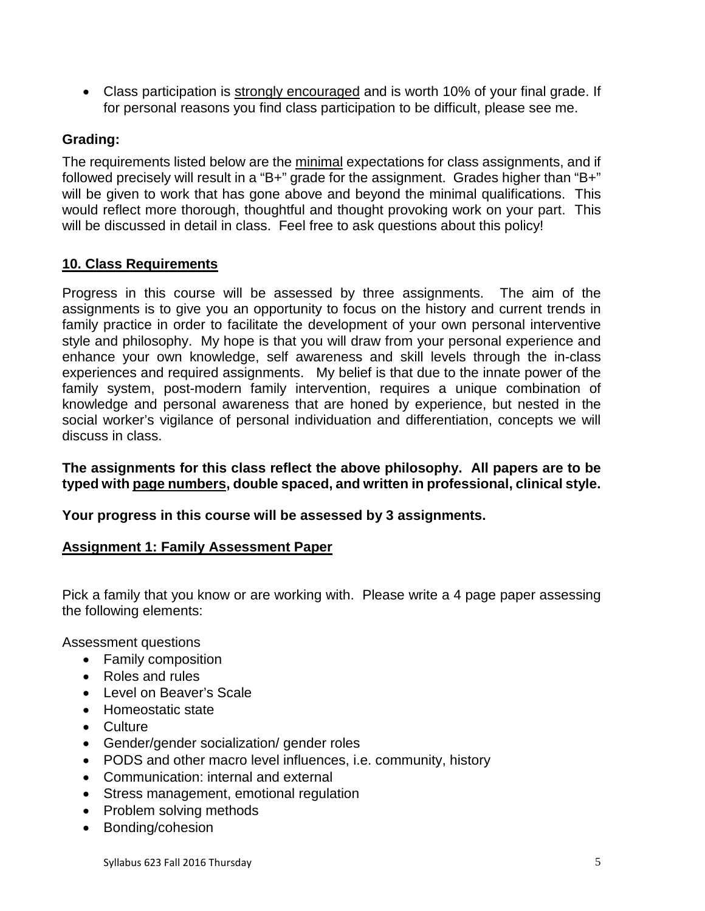- Class participation is <u>strongly encouraged</u> and is worth 10% of your final grade. If for personal reasons you find class participation to be difficult, please see me.

### Grading:

The requirements listed below are the <u>minimal</u> expectations for class assignments, and if followed precisely will result in a "B+" grade for the assignment. Grades higher than "B+" will be given to work that has gone above and beyond the minimal qualifications. This would reflect more thorough, thoughtful and thought provoking work on your part. This will be discussed in detail in class. Feel free to ask questions about this policy!

## 10. Class Requirements

Progress in this course will be assessed by three assignments. The aim of the assignments is to give you an opportunity to focus on the history and current trends in family practice in order to facilitate the development of your own personal interventive style and philosophy. My hope is that you will draw from your personal experience and enhance your own knowledge, self awareness and skill levels through the in-class experiences and required assignments. My belief is that due to the innate power of the family system, post-modern family intervention, requires a unique combination of knowledge and personal awareness that are honed by experience, but nested in the social worker's vigilance of personal individuation and differentiation, concepts we will discuss in class.

**The assignments for this class reflect the above philosophy. All papers are to be typed with <u>page numbers</u>, double spaced, and written in professional, clinical style.**

**Your progress in this course will be assessed by 3 assignments.**

### Assignment 1: Family Assessment Paper

Pick a family that you know or are working with. Please write a 4 page paper assessing the following elements:

Assessment questions

- Family composition
- Roles and rules
- Level on Beaver's Scale
- Homeostatic state
- Culture
- Gender/gender socialization/ gender roles
- PODS and other macro level influences, i.e. community, history
- Communication: internal and external
- Stress management, emotional regulation
- Problem solving methods
- Bonding/cohesion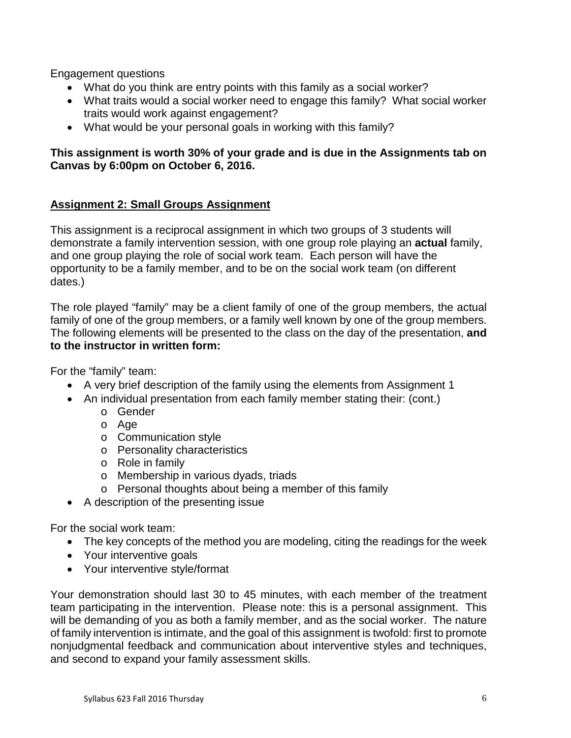Engagement questions

- What do you think are entry points with this family as a social worker?
- What traits would a social worker need to engage this family? What social worker traits would work against engagement?
- What would be your personal goals in working with this family?

**This assignment is worth 30% of your grade and is due in the Assignments tab on Canvas by 6:00pm on October 6, 2016.**

## Assignment 2: Small Groups Assignment

This assignment is a reciprocal assignment in which two groups of 3 students will demonstrate a family intervention session, with one group role playing an **actual** family, and one group playing the role of social work team. Each person will have the opportunity to be a family member, and to be on the social work team (on different dates.)

The role played "family" may be a client family of one of the group members, the actual family of one of the group members, or a family well known by one of the group members. The following elements will be presented to the class on the day of the presentation, **and to the instructor in written form:**

For the "family" team:

- A very brief description of the family using the elements from Assignment 1
- An individual presentation from each family member stating their: (cont.)
  - Gender
  - Age
  - Communication style
  - Personality characteristics
  - Role in family
  - Membership in various dyads, triads
  - Personal thoughts about being a member of this family
- A description of the presenting issue

For the social work team:

- The key concepts of the method you are modeling, citing the readings for the week
- Your interventive goals
- Your interventive style/format

Your demonstration should last 30 to 45 minutes, with each member of the treatment team participating in the intervention. Please note: this is a personal assignment. This will be demanding of you as both a family member, and as the social worker. The nature of family intervention is intimate, and the goal of this assignment is twofold: first to promote nonjudgmental feedback and communication about interventive styles and techniques, and second to expand your family assessment skills.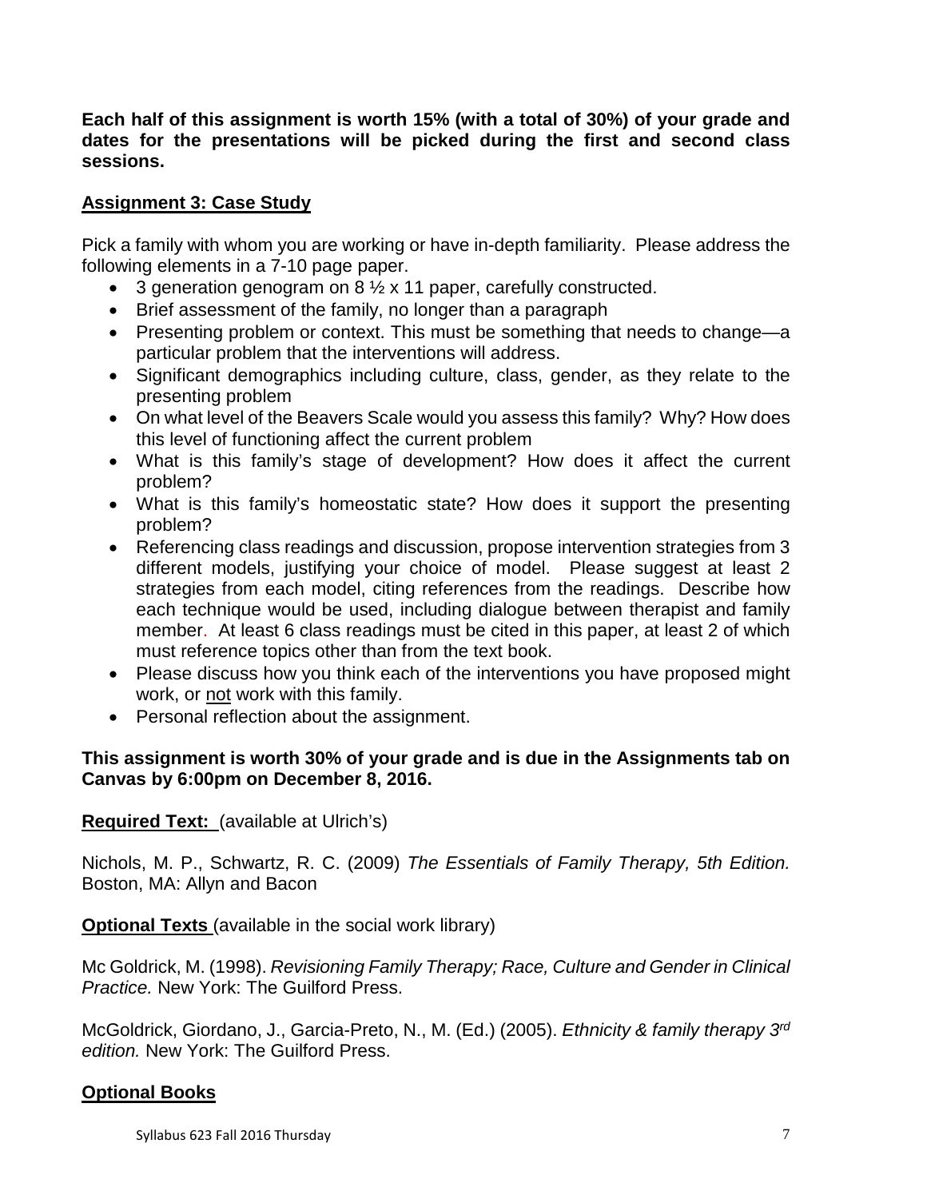**Each half of this assignment is worth 15% (with a total of 30%) of your grade and dates for the presentations will be picked during the first and second class sessions.**

## Assignment 3: Case Study

Pick a family with whom you are working or have in-depth familiarity. Please address the following elements in a 7-10 page paper.

- 3 generation genogram on 8 ½ x 11 paper, carefully constructed.
- Brief assessment of the family, no longer than a paragraph
- Presenting problem or context. This must be something that needs to change—a particular problem that the interventions will address.
- Significant demographics including culture, class, gender, as they relate to the presenting problem
- On what level of the Beavers Scale would you assess this family? Why? How does this level of functioning affect the current problem
- What is this family's stage of development? How does it affect the current problem?
- What is this family's homeostatic state? How does it support the presenting problem?
- Referencing class readings and discussion, propose intervention strategies from 3 different models, justifying your choice of model. Please suggest at least 2 strategies from each model, citing references from the readings. Describe how each technique would be used, including dialogue between therapist and family member. At least 6 class readings must be cited in this paper, at least 2 of which must reference topics other than from the text book.
- Please discuss how you think each of the interventions you have proposed might work, or not work with this family.
- Personal reflection about the assignment.

**This assignment is worth 30% of your grade and is due in the Assignments tab on Canvas by 6:00pm on December 8, 2016.**

**Required Text:** (available at Ulrich's)

Nichols, M. P., Schwartz, R. C. (2009) *The Essentials of Family Therapy, 5th Edition.* Boston, MA: Allyn and Bacon

**Optional Texts** (available in the social work library)

Mc Goldrick, M. (1998). *Revisioning Family Therapy; Race, Culture and Gender in Clinical Practice.* New York: The Guilford Press.

McGoldrick, Giordano, J., Garcia-Preto, N., M. (Ed.) (2005). *Ethnicity & family therapy 3rd edition.* New York: The Guilford Press.

## Optional Books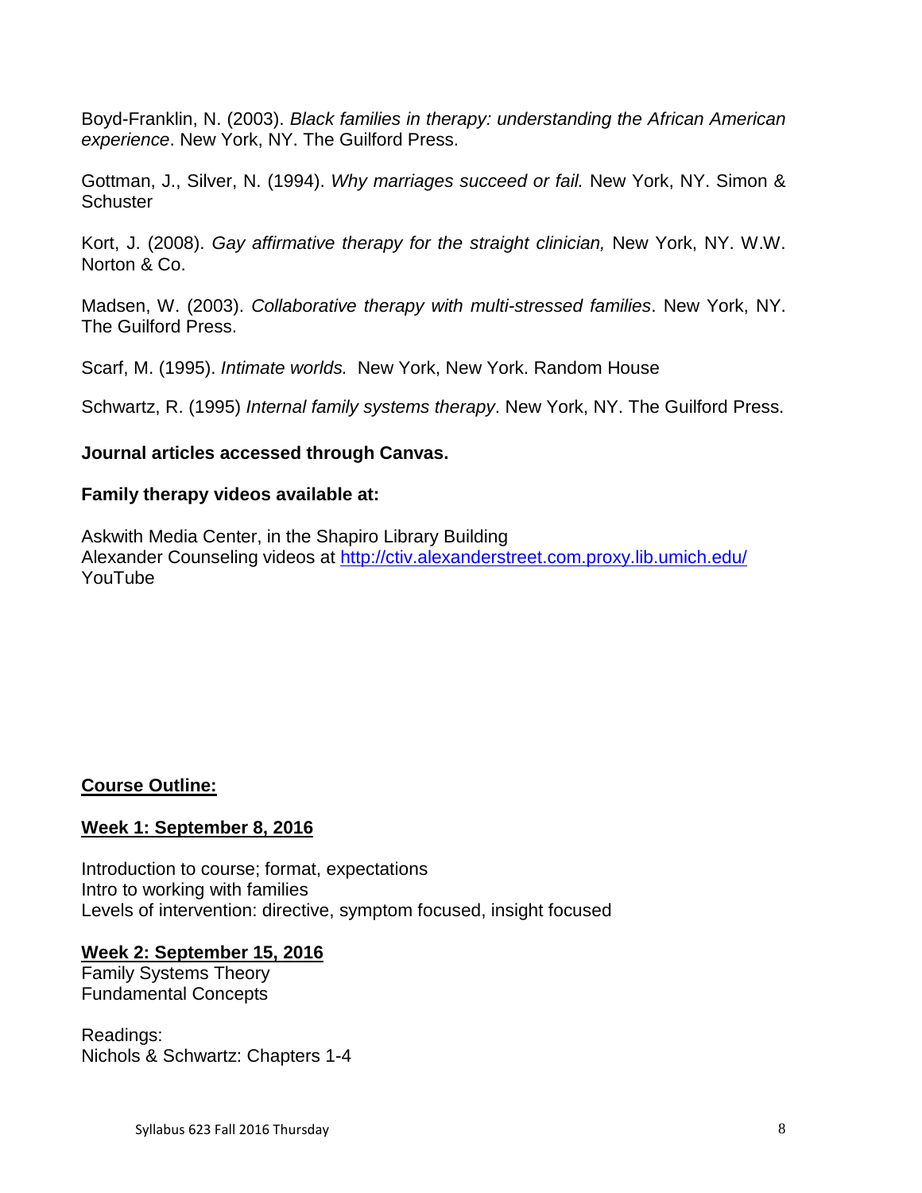Boyd-Franklin, N. (2003). *Black families in therapy: understanding the African American experience*. New York, NY. The Guilford Press.

Gottman, J., Silver, N. (1994). *Why marriages succeed or fail.* New York, NY. Simon & Schuster

Kort, J. (2008). *Gay affirmative therapy for the straight clinician,* New York, NY. W.W. Norton & Co.

Madsen, W. (2003). *Collaborative therapy with multi-stressed families*. New York, NY. The Guilford Press.

Scarf, M. (1995). *Intimate worlds.* New York, New York. Random House

Schwartz, R. (1995) *Internal family systems therapy*. New York, NY. The Guilford Press.

**Journal articles accessed through Canvas.**

**Family therapy videos available at:**

Askwith Media Center, in the Shapiro Library Building
Alexander Counseling videos at http://ctiv.alexanderstreet.com.proxy.lib.umich.edu/
YouTube

## Course Outline:

### Week 1: September 8, 2016

Introduction to course; format, expectations
Intro to working with families
Levels of intervention: directive, symptom focused, insight focused

### Week 2: September 15, 2016

Family Systems Theory
Fundamental Concepts

Readings:
Nichols & Schwartz: Chapters 1-4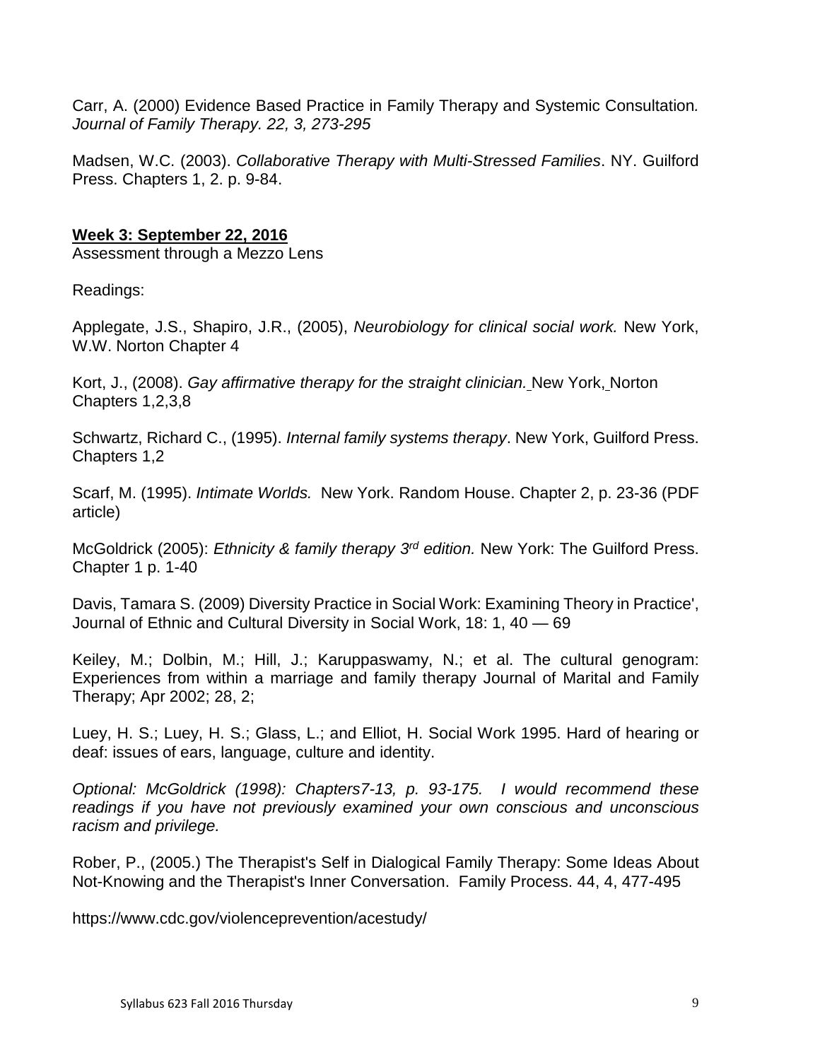Carr, A. (2000) Evidence Based Practice in Family Therapy and Systemic Consultation*. Journal of Family Therapy. 22, 3, 273-295*

Madsen, W.C. (2003). *Collaborative Therapy with Multi-Stressed Families*. NY. Guilford Press. Chapters 1, 2. p. 9-84.

**Week 3: September 22, 2016**
Assessment through a Mezzo Lens

Readings:

Applegate, J.S., Shapiro, J.R., (2005), *Neurobiology for clinical social work.* New York, W.W. Norton Chapter 4

Kort, J., (2008). *Gay affirmative therapy for the straight clinician.* New York, Norton Chapters 1,2,3,8

Schwartz, Richard C., (1995). *Internal family systems therapy*. New York, Guilford Press. Chapters 1,2

Scarf, M. (1995). *Intimate Worlds.* New York. Random House. Chapter 2, p. 23-36 (PDF article)

McGoldrick (2005): *Ethnicity & family therapy 3rd edition.* New York: The Guilford Press. Chapter 1 p. 1-40

Davis, Tamara S. (2009) Diversity Practice in Social Work: Examining Theory in Practice', Journal of Ethnic and Cultural Diversity in Social Work, 18: 1, 40 — 69

Keiley, M.; Dolbin, M.; Hill, J.; Karuppaswamy, N.; et al. The cultural genogram: Experiences from within a marriage and family therapy Journal of Marital and Family Therapy; Apr 2002; 28, 2;

Luey, H. S.; Luey, H. S.; Glass, L.; and Elliot, H. Social Work 1995. Hard of hearing or deaf: issues of ears, language, culture and identity.

*Optional: McGoldrick (1998): Chapters7-13, p. 93-175. I would recommend these readings if you have not previously examined your own conscious and unconscious racism and privilege.*

Rober, P., (2005.) The Therapist's Self in Dialogical Family Therapy: Some Ideas About Not-Knowing and the Therapist's Inner Conversation. Family Process. 44, 4, 477-495

https://www.cdc.gov/violenceprevention/acestudy/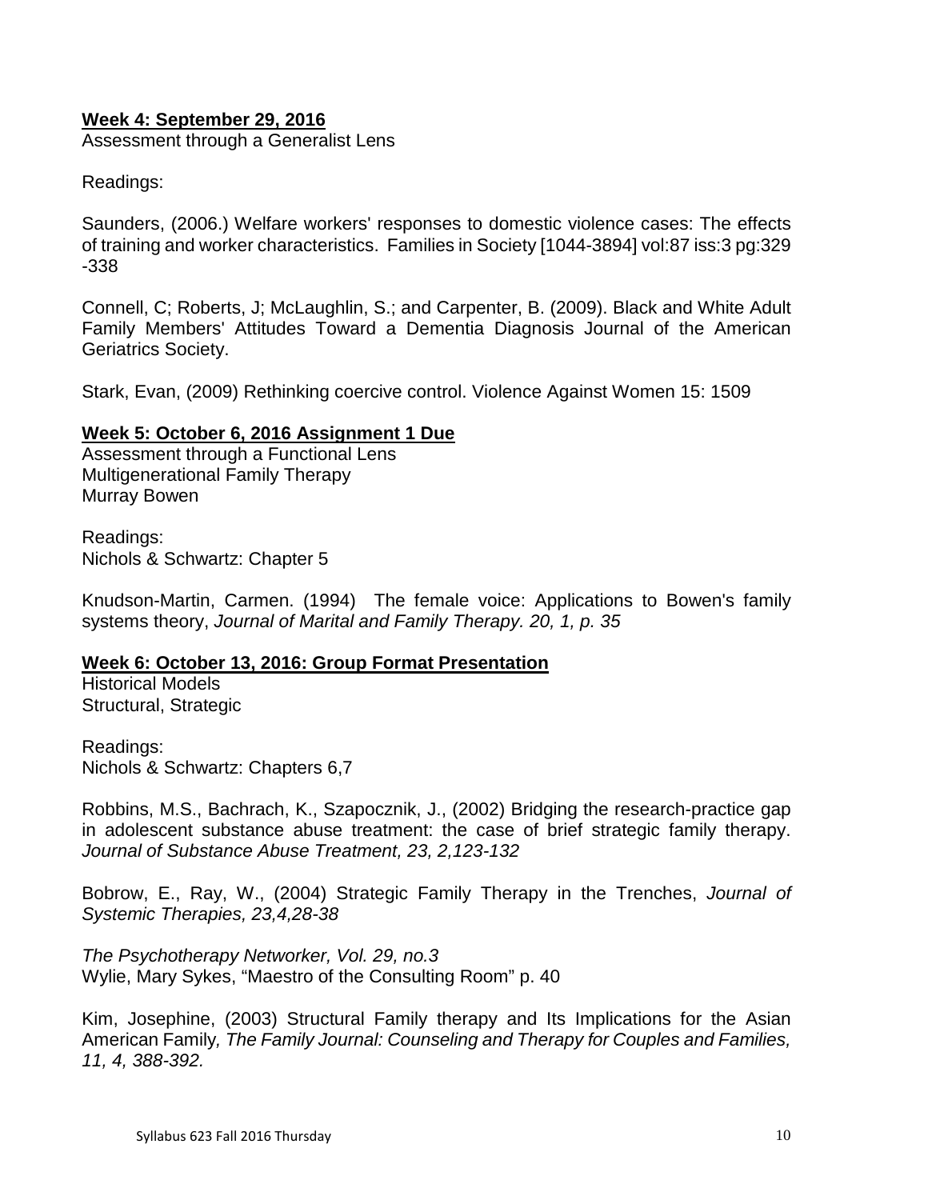**Week 4: September 29, 2016**

Assessment through a Generalist Lens

Readings:

Saunders, (2006.) Welfare workers' responses to domestic violence cases: The effects of training and worker characteristics. Families in Society [1044-3894] vol:87 iss:3 pg:329 -338

Connell, C; Roberts, J; McLaughlin, S.; and Carpenter, B. (2009). Black and White Adult Family Members' Attitudes Toward a Dementia Diagnosis Journal of the American Geriatrics Society.

Stark, Evan, (2009) Rethinking coercive control. Violence Against Women 15: 1509

**Week 5: October 6, 2016 Assignment 1 Due**

Assessment through a Functional Lens
Multigenerational Family Therapy
Murray Bowen

Readings:
Nichols & Schwartz: Chapter 5

Knudson-Martin, Carmen. (1994) The female voice: Applications to Bowen's family systems theory, *Journal of Marital and Family Therapy. 20, 1, p. 35*

**Week 6: October 13, 2016: Group Format Presentation**

Historical Models
Structural, Strategic

Readings:
Nichols & Schwartz: Chapters 6,7

Robbins, M.S., Bachrach, K., Szapocznik, J., (2002) Bridging the research-practice gap in adolescent substance abuse treatment: the case of brief strategic family therapy. *Journal of Substance Abuse Treatment, 23, 2,123-132*

Bobrow, E., Ray, W., (2004) Strategic Family Therapy in the Trenches, *Journal of Systemic Therapies, 23,4,28-38*

*The Psychotherapy Networker, Vol. 29, no.3*
Wylie, Mary Sykes, "Maestro of the Consulting Room" p. 40

Kim, Josephine, (2003) Structural Family therapy and Its Implications for the Asian American Family*, The Family Journal: Counseling and Therapy for Couples and Families, 11, 4, 388-392.*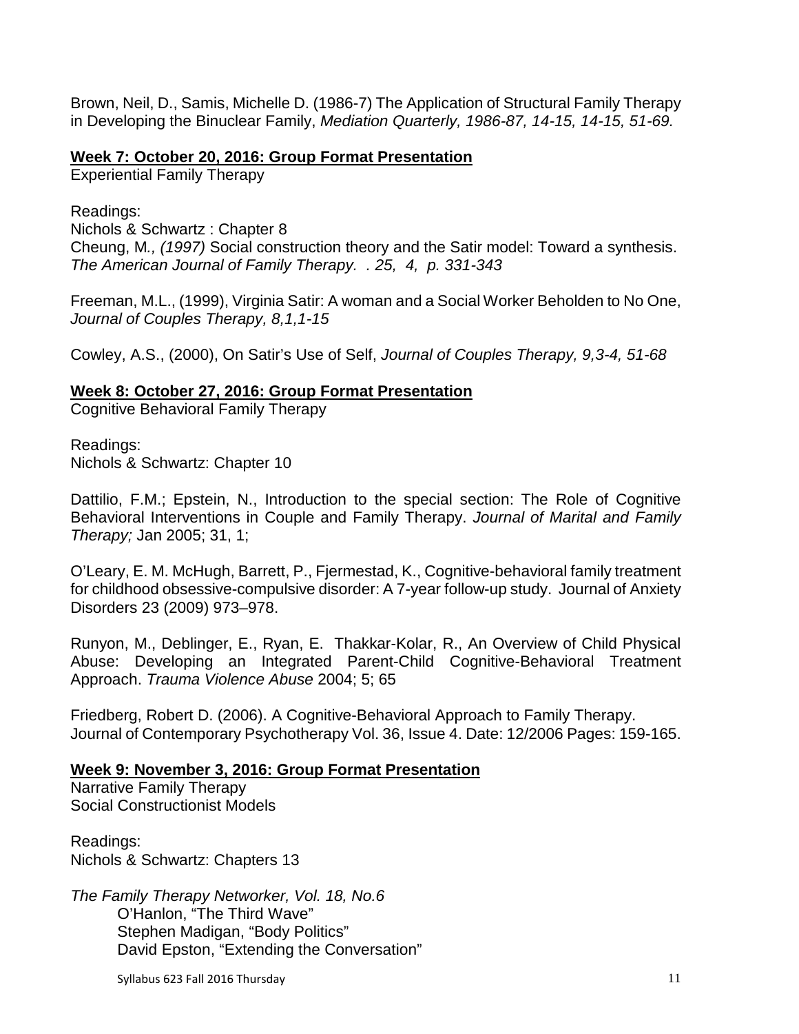Brown, Neil, D., Samis, Michelle D. (1986-7) The Application of Structural Family Therapy in Developing the Binuclear Family, *Mediation Quarterly, 1986-87, 14-15, 14-15, 51-69.*

**Week 7: October 20, 2016: Group Format Presentation**

Experiential Family Therapy

Readings:
Nichols & Schwartz : Chapter 8
Cheung, M*., (1997)* Social construction theory and the Satir model: Toward a synthesis. *The American Journal of Family Therapy. . 25, 4, p. 331-343*

Freeman, M.L., (1999), Virginia Satir: A woman and a Social Worker Beholden to No One, *Journal of Couples Therapy, 8,1,1-15*

Cowley, A.S., (2000), On Satir's Use of Self, *Journal of Couples Therapy, 9,3-4, 51-68*

**Week 8: October 27, 2016: Group Format Presentation**

Cognitive Behavioral Family Therapy

Readings:
Nichols & Schwartz: Chapter 10

Dattilio, F.M.; Epstein, N., Introduction to the special section: The Role of Cognitive Behavioral Interventions in Couple and Family Therapy. *Journal of Marital and Family Therapy;* Jan 2005; 31, 1;

O'Leary, E. M. McHugh, Barrett, P., Fjermestad, K., Cognitive-behavioral family treatment for childhood obsessive-compulsive disorder: A 7-year follow-up study. Journal of Anxiety Disorders 23 (2009) 973–978.

Runyon, M., Deblinger, E., Ryan, E. Thakkar-Kolar, R., An Overview of Child Physical Abuse: Developing an Integrated Parent-Child Cognitive-Behavioral Treatment Approach. *Trauma Violence Abuse* 2004; 5; 65

Friedberg, Robert D. (2006). A Cognitive-Behavioral Approach to Family Therapy. Journal of Contemporary Psychotherapy Vol. 36, Issue 4. Date: 12/2006 Pages: 159-165.

**Week 9: November 3, 2016: Group Format Presentation**

Narrative Family Therapy
Social Constructionist Models

Readings:
Nichols & Schwartz: Chapters 13

*The Family Therapy Networker, Vol. 18, No.6*
- O'Hanlon, "The Third Wave"
- Stephen Madigan, "Body Politics"
- David Epston, "Extending the Conversation"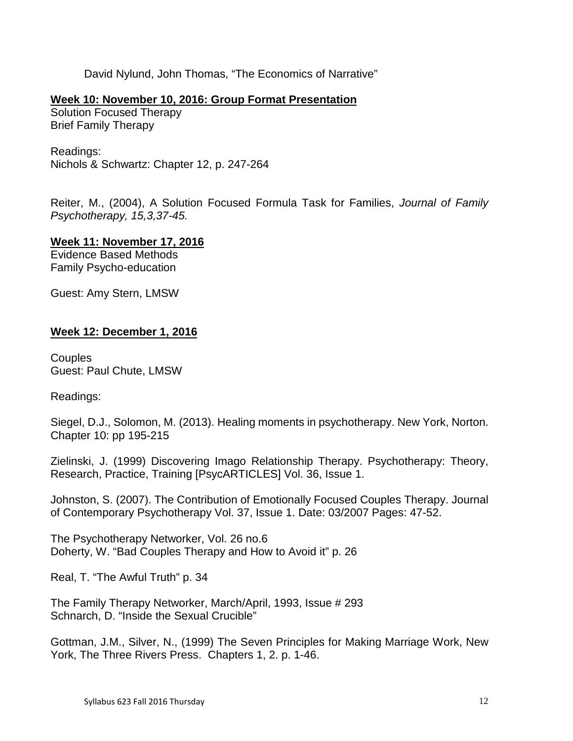David Nylund, John Thomas, “The Economics of Narrative”

**Week 10: November 10, 2016: Group Format Presentation**

Solution Focused Therapy
Brief Family Therapy

Readings:
Nichols & Schwartz: Chapter 12, p. 247-264

Reiter, M., (2004), A Solution Focused Formula Task for Families, *Journal of Family Psychotherapy, 15,3,37-45.*

**Week 11: November 17, 2016**

Evidence Based Methods
Family Psycho-education

Guest: Amy Stern, LMSW

**Week 12: December 1, 2016**

Couples
Guest: Paul Chute, LMSW

Readings:

Siegel, D.J., Solomon, M. (2013). Healing moments in psychotherapy. New York, Norton. Chapter 10: pp 195-215

Zielinski, J. (1999) Discovering Imago Relationship Therapy. Psychotherapy: Theory, Research, Practice, Training [PsycARTICLES] Vol. 36, Issue 1.

Johnston, S. (2007). The Contribution of Emotionally Focused Couples Therapy. Journal of Contemporary Psychotherapy Vol. 37, Issue 1. Date: 03/2007 Pages: 47-52.

The Psychotherapy Networker, Vol. 26 no.6
Doherty, W. “Bad Couples Therapy and How to Avoid it” p. 26

Real, T. “The Awful Truth” p. 34

The Family Therapy Networker, March/April, 1993, Issue # 293
Schnarch, D. “Inside the Sexual Crucible”

Gottman, J.M., Silver, N., (1999) The Seven Principles for Making Marriage Work, New York, The Three Rivers Press. Chapters 1, 2. p. 1-46.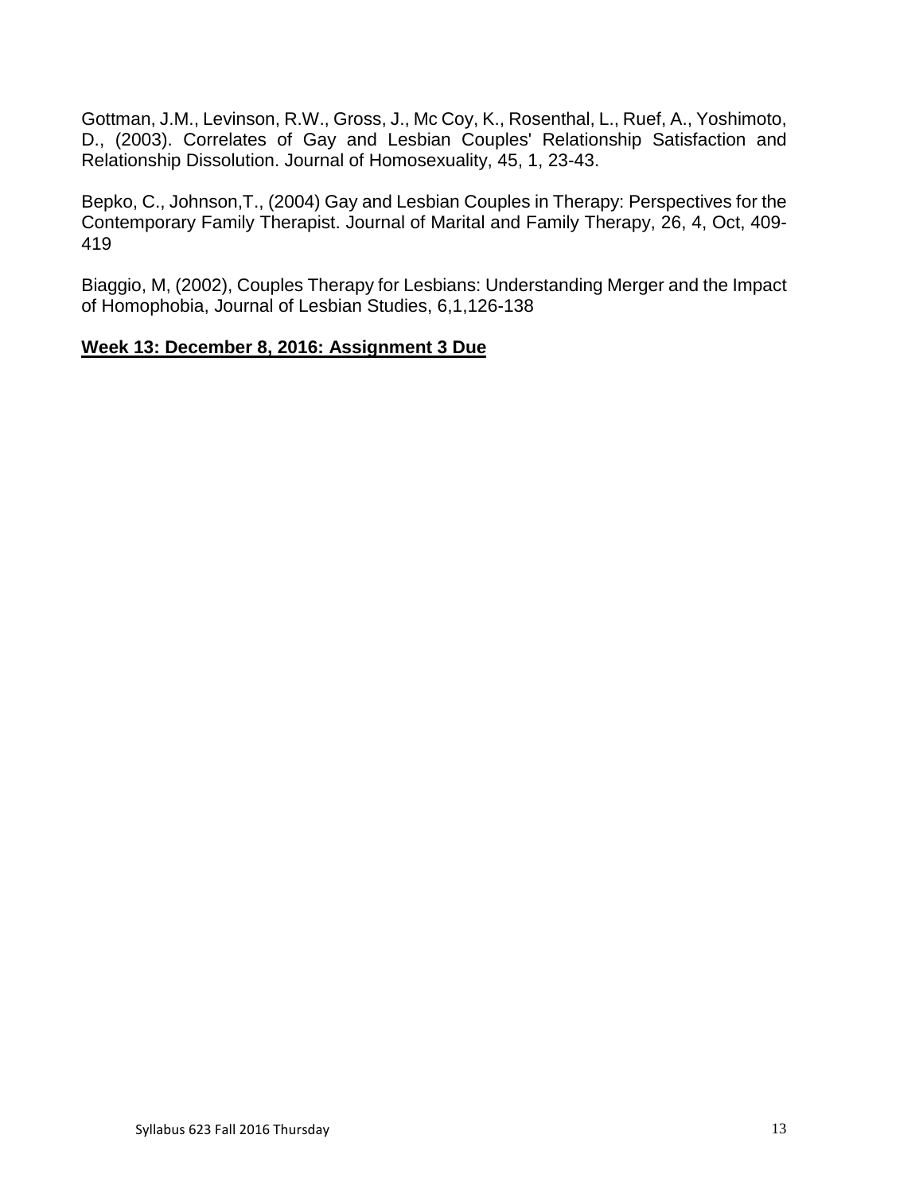Gottman, J.M., Levinson, R.W., Gross, J., Mc Coy, K., Rosenthal, L., Ruef, A., Yoshimoto, D., (2003). Correlates of Gay and Lesbian Couples' Relationship Satisfaction and Relationship Dissolution. Journal of Homosexuality, 45, 1, 23-43.

Bepko, C., Johnson,T., (2004) Gay and Lesbian Couples in Therapy: Perspectives for the Contemporary Family Therapist. Journal of Marital and Family Therapy, 26, 4, Oct, 409-419

Biaggio, M, (2002), Couples Therapy for Lesbians: Understanding Merger and the Impact of Homophobia, Journal of Lesbian Studies, 6,1,126-138

**Week 13: December 8, 2016: Assignment 3 Due**